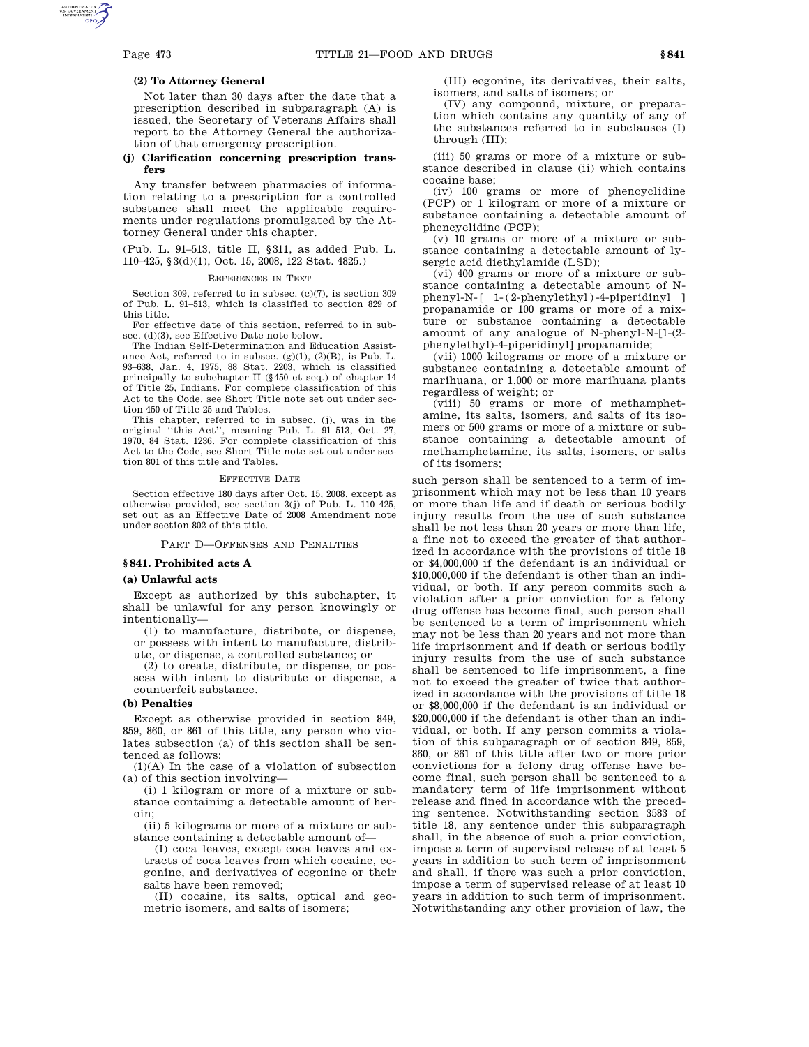**(2) To Attorney General**

Not later than 30 days after the date that a prescription described in subparagraph (A) is issued, the Secretary of Veterans Affairs shall report to the Attorney General the authorization of that emergency prescription.

**(j) Clarification concerning prescription transfers**

Any transfer between pharmacies of information relating to a prescription for a controlled substance shall meet the applicable requirements under regulations promulgated by the Attorney General under this chapter.

(Pub. L. 91–513, title II, §311, as added Pub. L. 110–425, §3(d)(1), Oct. 15, 2008, 122 Stat. 4825.)

REFERENCES IN TEXT

Section 309, referred to in subsec. (c)(7), is section 309 of Pub. L. 91–513, which is classified to section 829 of this title.

For effective date of this section, referred to in subsec. (d)(3), see Effective Date note below.

The Indian Self-Determination and Education Assistance Act, referred to in subsec. (g)(1), (2)(B), is Pub. L. 93–638, Jan. 4, 1975, 88 Stat. 2203, which is classified principally to subchapter II (§450 et seq.) of chapter 14 of Title 25, Indians. For complete classification of this Act to the Code, see Short Title note set out under section 450 of Title 25 and Tables.

This chapter, referred to in subsec. (j), was in the original "this Act", meaning Pub. L. 91–513, Oct. 27, 1970, 84 Stat. 1236. For complete classification of this Act to the Code, see Short Title note set out under section 801 of this title and Tables.

EFFECTIVE DATE

Section effective 180 days after Oct. 15, 2008, except as otherwise provided, see section 3(j) of Pub. L. 110–425, set out as an Effective Date of 2008 Amendment note under section 802 of this title.

PART D—OFFENSES AND PENALTIES

## §841. Prohibited acts A

**(a) Unlawful acts**

Except as authorized by this subchapter, it shall be unlawful for any person knowingly or intentionally—

(1) to manufacture, distribute, or dispense, or possess with intent to manufacture, distribute, or dispense, a controlled substance; or

(2) to create, distribute, or dispense, or possess with intent to distribute or dispense, a counterfeit substance.

**(b) Penalties**

Except as otherwise provided in section 849, 859, 860, or 861 of this title, any person who violates subsection (a) of this section shall be sentenced as follows:

(1)(A) In the case of a violation of subsection (a) of this section involving—

(i) 1 kilogram or more of a mixture or substance containing a detectable amount of heroin;

(ii) 5 kilograms or more of a mixture or substance containing a detectable amount of—

(I) coca leaves, except coca leaves and extracts of coca leaves from which cocaine, ecgonine, and derivatives of ecgonine or their salts have been removed;

(II) cocaine, its salts, optical and geometric isomers, and salts of isomers;

(III) ecgonine, its derivatives, their salts, isomers, and salts of isomers; or

(IV) any compound, mixture, or preparation which contains any quantity of any of the substances referred to in subclauses (I) through (III);

(iii) 50 grams or more of a mixture or substance described in clause (ii) which contains cocaine base;

(iv) 100 grams or more of phencyclidine (PCP) or 1 kilogram or more of a mixture or substance containing a detectable amount of phencyclidine (PCP);

(v) 10 grams or more of a mixture or substance containing a detectable amount of lysergic acid diethylamide (LSD);

(vi) 400 grams or more of a mixture or substance containing a detectable amount of N-phenyl-N-[1-(2-phenylethyl)-4-piperidinyl] propanamide or 100 grams or more of a mixture or substance containing a detectable amount of any analogue of N-phenyl-N-[1-(2-phenylethyl)-4-piperidinyl] propanamide;

(vii) 1000 kilograms or more of a mixture or substance containing a detectable amount of marihuana, or 1,000 or more marihuana plants regardless of weight; or

(viii) 50 grams or more of methamphetamine, its salts, isomers, and salts of its isomers or 500 grams or more of a mixture or substance containing a detectable amount of methamphetamine, its salts, isomers, or salts of its isomers;

such person shall be sentenced to a term of imprisonment which may not be less than 10 years or more than life and if death or serious bodily injury results from the use of such substance shall be not less than 20 years or more than life, a fine not to exceed the greater of that authorized in accordance with the provisions of title 18 or $4,000,000 if the defendant is an individual or $10,000,000 if the defendant is other than an individual, or both. If any person commits such a violation after a prior conviction for a felony drug offense has become final, such person shall be sentenced to a term of imprisonment which may not be less than 20 years and not more than life imprisonment and if death or serious bodily injury results from the use of such substance shall be sentenced to life imprisonment, a fine not to exceed the greater of twice that authorized in accordance with the provisions of title 18 or $8,000,000 if the defendant is an individual or $20,000,000 if the defendant is other than an individual, or both. If any person commits a violation of this subparagraph or of section 849, 859, 860, or 861 of this title after two or more prior convictions for a felony drug offense have become final, such person shall be sentenced to a mandatory term of life imprisonment without release and fined in accordance with the preceding sentence. Notwithstanding section 3583 of title 18, any sentence under this subparagraph shall, in the absence of such a prior conviction, impose a term of supervised release of at least 5 years in addition to such term of imprisonment and shall, if there was such a prior conviction, impose a term of supervised release of at least 10 years in addition to such term of imprisonment. Notwithstanding any other provision of law, the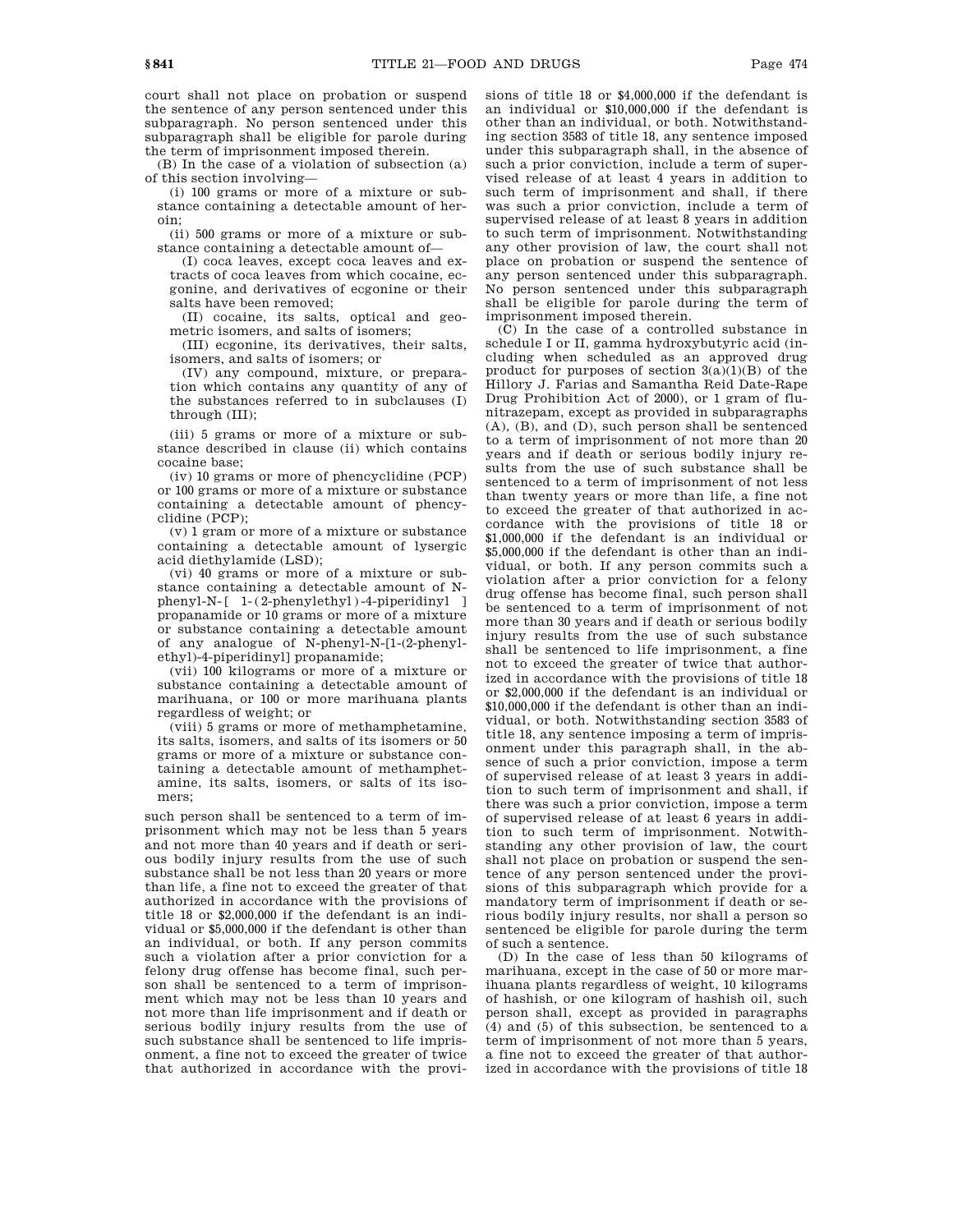court shall not place on probation or suspend the sentence of any person sentenced under this subparagraph. No person sentenced under this subparagraph shall be eligible for parole during the term of imprisonment imposed therein.

(B) In the case of a violation of subsection (a) of this section involving—

(i) 100 grams or more of a mixture or substance containing a detectable amount of heroin;

(ii) 500 grams or more of a mixture or substance containing a detectable amount of—

(I) coca leaves, except coca leaves and extracts of coca leaves from which cocaine, ecgonine, and derivatives of ecgonine or their salts have been removed;

(II) cocaine, its salts, optical and geometric isomers, and salts of isomers;

(III) ecgonine, its derivatives, their salts, isomers, and salts of isomers; or

(IV) any compound, mixture, or preparation which contains any quantity of any of the substances referred to in subclauses (I) through (III);

(iii) 5 grams or more of a mixture or substance described in clause (ii) which contains cocaine base;

(iv) 10 grams or more of phencyclidine (PCP) or 100 grams or more of a mixture or substance containing a detectable amount of phencyclidine (PCP);

(v) 1 gram or more of a mixture or substance containing a detectable amount of lysergic acid diethylamide (LSD);

(vi) 40 grams or more of a mixture or substance containing a detectable amount of N-phenyl-N-[1-(2-phenylethyl)-4-piperidinyl] propanamide or 10 grams or more of a mixture or substance containing a detectable amount of any analogue of N-phenyl-N-[1-(2-phenylethyl)-4-piperidinyl] propanamide;

(vii) 100 kilograms or more of a mixture or substance containing a detectable amount of marihuana, or 100 or more marihuana plants regardless of weight; or

(viii) 5 grams or more of methamphetamine, its salts, isomers, and salts of its isomers or 50 grams or more of a mixture or substance containing a detectable amount of methamphetamine, its salts, isomers, or salts of its isomers;

such person shall be sentenced to a term of imprisonment which may not be less than 5 years and not more than 40 years and if death or serious bodily injury results from the use of such substance shall be not less than 20 years or more than life, a fine not to exceed the greater of that authorized in accordance with the provisions of title 18 or $2,000,000 if the defendant is an individual or $5,000,000 if the defendant is other than an individual, or both. If any person commits such a violation after a prior conviction for a felony drug offense has become final, such person shall be sentenced to a term of imprisonment which may not be less than 10 years and not more than life imprisonment and if death or serious bodily injury results from the use of such substance shall be sentenced to life imprisonment, a fine not to exceed the greater of twice that authorized in accordance with the provisions of title 18 or $4,000,000 if the defendant is an individual or $10,000,000 if the defendant is other than an individual, or both. Notwithstanding section 3583 of title 18, any sentence imposed under this subparagraph shall, in the absence of such a prior conviction, include a term of supervised release of at least 4 years in addition to such term of imprisonment and shall, if there was such a prior conviction, include a term of supervised release of at least 8 years in addition to such term of imprisonment. Notwithstanding any other provision of law, the court shall not place on probation or suspend the sentence of any person sentenced under this subparagraph. No person sentenced under this subparagraph shall be eligible for parole during the term of imprisonment imposed therein.

(C) In the case of a controlled substance in schedule I or II, gamma hydroxybutyric acid (including when scheduled as an approved drug product for purposes of section 3(a)(1)(B) of the Hillory J. Farias and Samantha Reid Date-Rape Drug Prohibition Act of 2000), or 1 gram of flunitrazepam, except as provided in subparagraphs (A), (B), and (D), such person shall be sentenced to a term of imprisonment of not more than 20 years and if death or serious bodily injury results from the use of such substance shall be sentenced to a term of imprisonment of not less than twenty years or more than life, a fine not to exceed the greater of that authorized in accordance with the provisions of title 18 or $1,000,000 if the defendant is an individual or $5,000,000 if the defendant is other than an individual, or both. If any person commits such a violation after a prior conviction for a felony drug offense has become final, such person shall be sentenced to a term of imprisonment of not more than 30 years and if death or serious bodily injury results from the use of such substance shall be sentenced to life imprisonment, a fine not to exceed the greater of twice that authorized in accordance with the provisions of title 18 or $2,000,000 if the defendant is an individual or $10,000,000 if the defendant is other than an individual, or both. Notwithstanding section 3583 of title 18, any sentence imposing a term of imprisonment under this paragraph shall, in the absence of such a prior conviction, impose a term of supervised release of at least 3 years in addition to such term of imprisonment and shall, if there was such a prior conviction, impose a term of supervised release of at least 6 years in addition to such term of imprisonment. Notwithstanding any other provision of law, the court shall not place on probation or suspend the sentence of any person sentenced under the provisions of this subparagraph which provide for a mandatory term of imprisonment if death or serious bodily injury results, nor shall a person so sentenced be eligible for parole during the term of such a sentence.

(D) In the case of less than 50 kilograms of marihuana, except in the case of 50 or more marihuana plants regardless of weight, 10 kilograms of hashish, or one kilogram of hashish oil, such person shall, except as provided in paragraphs (4) and (5) of this subsection, be sentenced to a term of imprisonment of not more than 5 years, a fine not to exceed the greater of that authorized in accordance with the provisions of title 18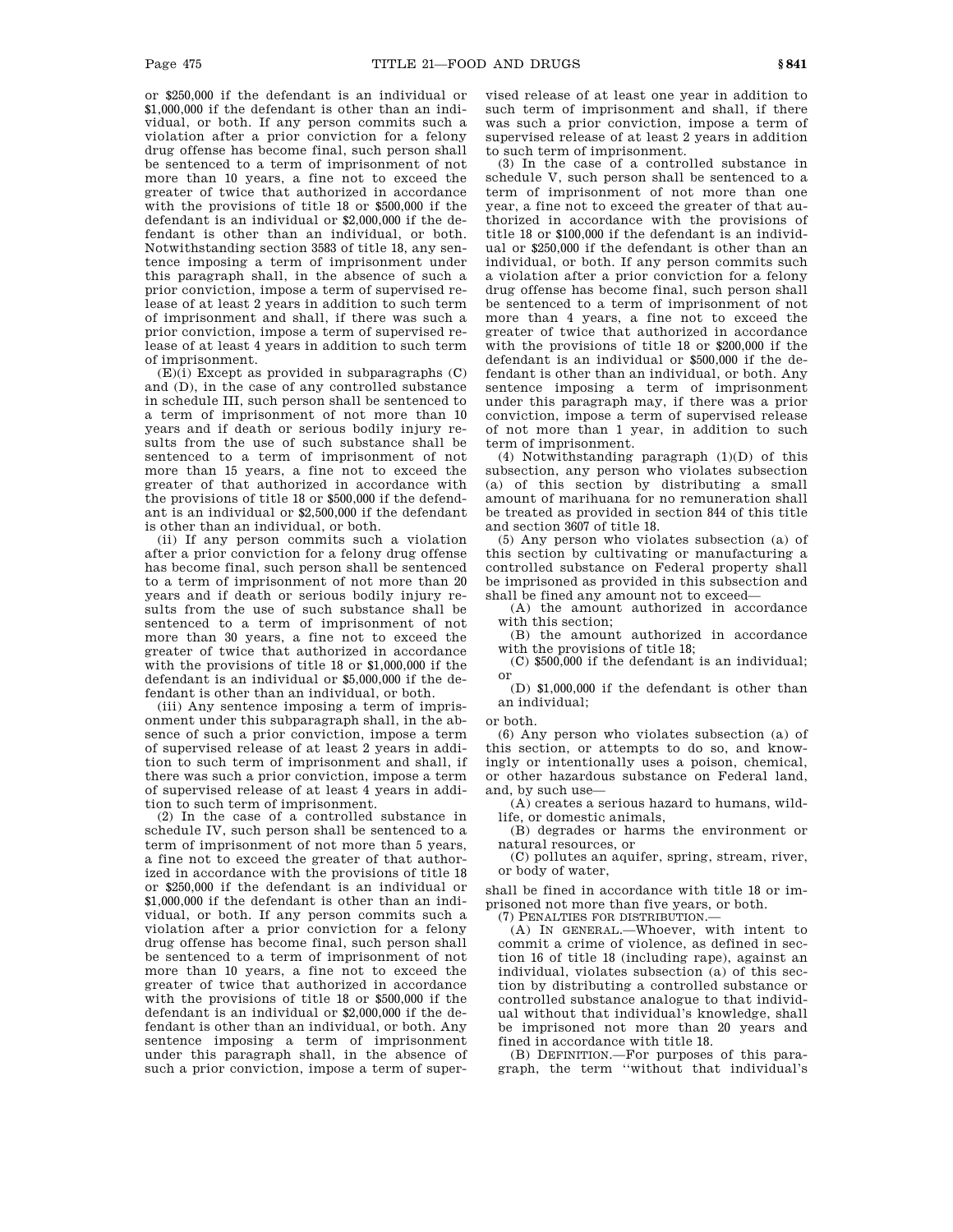or $250,000 if the defendant is an individual or $1,000,000 if the defendant is other than an individual, or both. If any person commits such a violation after a prior conviction for a felony drug offense has become final, such person shall be sentenced to a term of imprisonment of not more than 10 years, a fine not to exceed the greater of twice that authorized in accordance with the provisions of title 18 or $500,000 if the defendant is an individual or $2,000,000 if the defendant is other than an individual, or both. Notwithstanding section 3583 of title 18, any sentence imposing a term of imprisonment under this paragraph shall, in the absence of such a prior conviction, impose a term of supervised release of at least 2 years in addition to such term of imprisonment and shall, if there was such a prior conviction, impose a term of supervised release of at least 4 years in addition to such term of imprisonment.

(E)(i) Except as provided in subparagraphs (C) and (D), in the case of any controlled substance in schedule III, such person shall be sentenced to a term of imprisonment of not more than 10 years and if death or serious bodily injury results from the use of such substance shall be sentenced to a term of imprisonment of not more than 15 years, a fine not to exceed the greater of that authorized in accordance with the provisions of title 18 or $500,000 if the defendant is an individual or $2,500,000 if the defendant is other than an individual, or both.

(ii) If any person commits such a violation after a prior conviction for a felony drug offense has become final, such person shall be sentenced to a term of imprisonment of not more than 20 years and if death or serious bodily injury results from the use of such substance shall be sentenced to a term of imprisonment of not more than 30 years, a fine not to exceed the greater of twice that authorized in accordance with the provisions of title 18 or $1,000,000 if the defendant is an individual or $5,000,000 if the defendant is other than an individual, or both.

(iii) Any sentence imposing a term of imprisonment under this subparagraph shall, in the absence of such a prior conviction, impose a term of supervised release of at least 2 years in addition to such term of imprisonment and shall, if there was such a prior conviction, impose a term of supervised release of at least 4 years in addition to such term of imprisonment.

(2) In the case of a controlled substance in schedule IV, such person shall be sentenced to a term of imprisonment of not more than 5 years, a fine not to exceed the greater of that authorized in accordance with the provisions of title 18 or $250,000 if the defendant is an individual or $1,000,000 if the defendant is other than an individual, or both. If any person commits such a violation after a prior conviction for a felony drug offense has become final, such person shall be sentenced to a term of imprisonment of not more than 10 years, a fine not to exceed the greater of twice that authorized in accordance with the provisions of title 18 or $500,000 if the defendant is an individual or $2,000,000 if the defendant is other than an individual, or both. Any sentence imposing a term of imprisonment under this paragraph shall, in the absence of such a prior conviction, impose a term of supervised release of at least one year in addition to such term of imprisonment and shall, if there was such a prior conviction, impose a term of supervised release of at least 2 years in addition to such term of imprisonment.

(3) In the case of a controlled substance in schedule V, such person shall be sentenced to a term of imprisonment of not more than one year, a fine not to exceed the greater of that authorized in accordance with the provisions of title 18 or $100,000 if the defendant is an individual or $250,000 if the defendant is other than an individual, or both. If any person commits such a violation after a prior conviction for a felony drug offense has become final, such person shall be sentenced to a term of imprisonment of not more than 4 years, a fine not to exceed the greater of twice that authorized in accordance with the provisions of title 18 or $200,000 if the defendant is an individual or $500,000 if the defendant is other than an individual, or both. Any sentence imposing a term of imprisonment under this paragraph may, if there was a prior conviction, impose a term of supervised release of not more than 1 year, in addition to such term of imprisonment.

(4) Notwithstanding paragraph (1)(D) of this subsection, any person who violates subsection (a) of this section by distributing a small amount of marihuana for no remuneration shall be treated as provided in section 844 of this title and section 3607 of title 18.

(5) Any person who violates subsection (a) of this section by cultivating or manufacturing a controlled substance on Federal property shall be imprisoned as provided in this subsection and shall be fined any amount not to exceed—

(A) the amount authorized in accordance with this section;

(B) the amount authorized in accordance with the provisions of title 18;

(C) $500,000 if the defendant is an individual; or

(D) $1,000,000 if the defendant is other than an individual;

or both.

(6) Any person who violates subsection (a) of this section, or attempts to do so, and knowingly or intentionally uses a poison, chemical, or other hazardous substance on Federal land, and, by such use—

(A) creates a serious hazard to humans, wildlife, or domestic animals,

(B) degrades or harms the environment or natural resources, or

(C) pollutes an aquifer, spring, stream, river, or body of water,

shall be fined in accordance with title 18 or imprisoned not more than five years, or both.

(7) PENALTIES FOR DISTRIBUTION.—

(A) IN GENERAL.—Whoever, with intent to commit a crime of violence, as defined in section 16 of title 18 (including rape), against an individual, violates subsection (a) of this section by distributing a controlled substance or controlled substance analogue to that individual without that individual's knowledge, shall be imprisoned not more than 20 years and fined in accordance with title 18.

(B) DEFINITION.—For purposes of this paragraph, the term ''without that individual's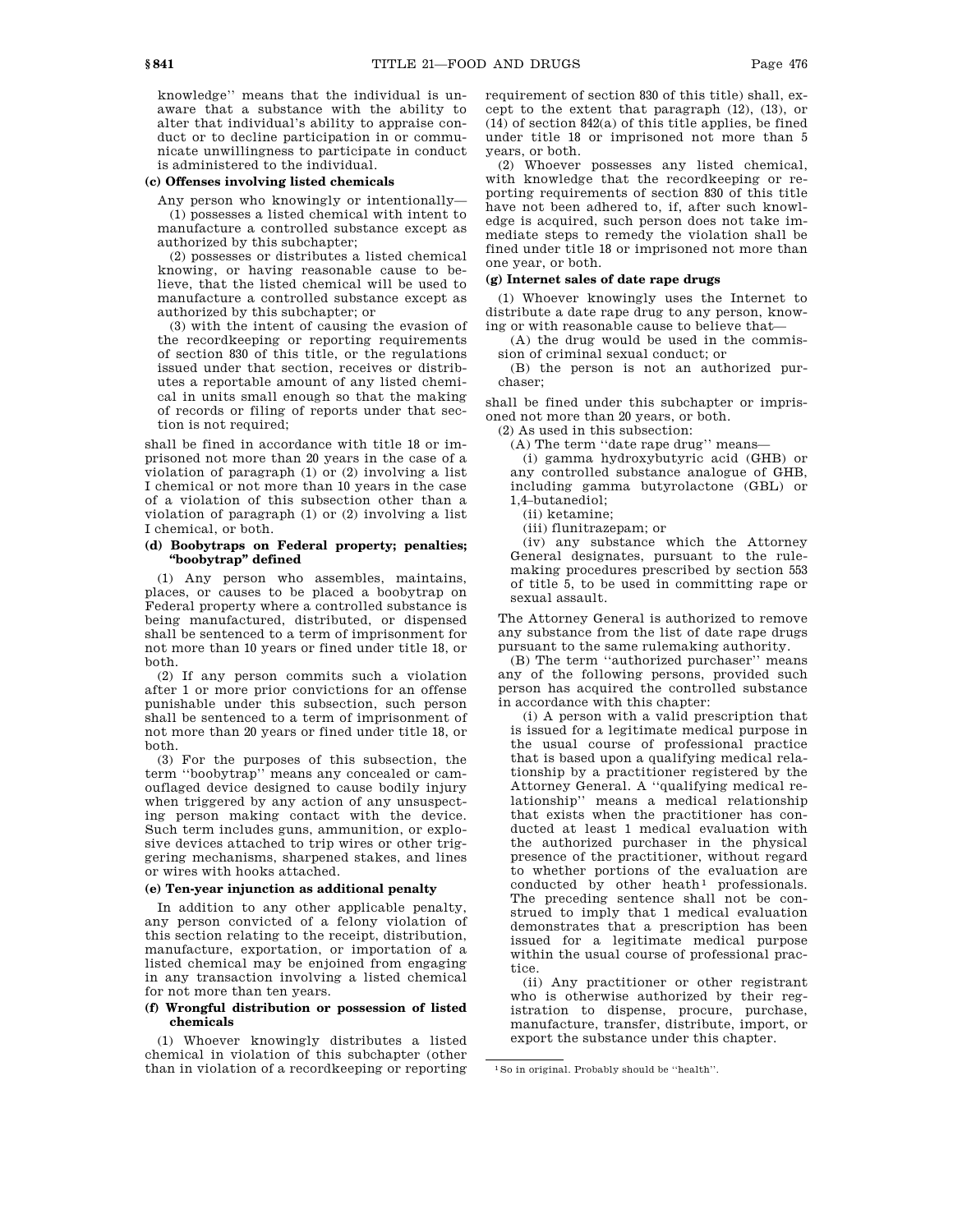knowledge'' means that the individual is unaware that a substance with the ability to alter that individual's ability to appraise conduct or to decline participation in or communicate unwillingness to participate in conduct is administered to the individual.

### (c) Offenses involving listed chemicals

Any person who knowingly or intentionally—

(1) possesses a listed chemical with intent to manufacture a controlled substance except as authorized by this subchapter;

(2) possesses or distributes a listed chemical knowing, or having reasonable cause to believe, that the listed chemical will be used to manufacture a controlled substance except as authorized by this subchapter; or

(3) with the intent of causing the evasion of the recordkeeping or reporting requirements of section 830 of this title, or the regulations issued under that section, receives or distributes a reportable amount of any listed chemical in units small enough so that the making of records or filing of reports under that section is not required;

shall be fined in accordance with title 18 or imprisoned not more than 20 years in the case of a violation of paragraph (1) or (2) involving a list I chemical or not more than 10 years in the case of a violation of this subsection other than a violation of paragraph (1) or (2) involving a list I chemical, or both.

### (d) Boobytraps on Federal property; penalties; "boobytrap" defined

(1) Any person who assembles, maintains, places, or causes to be placed a boobytrap on Federal property where a controlled substance is being manufactured, distributed, or dispensed shall be sentenced to a term of imprisonment for not more than 10 years or fined under title 18, or both.

(2) If any person commits such a violation after 1 or more prior convictions for an offense punishable under this subsection, such person shall be sentenced to a term of imprisonment of not more than 20 years or fined under title 18, or both.

(3) For the purposes of this subsection, the term ''boobytrap'' means any concealed or camouflaged device designed to cause bodily injury when triggered by any action of any unsuspecting person making contact with the device. Such term includes guns, ammunition, or explosive devices attached to trip wires or other triggering mechanisms, sharpened stakes, and lines or wires with hooks attached.

### (e) Ten-year injunction as additional penalty

In addition to any other applicable penalty, any person convicted of a felony violation of this section relating to the receipt, distribution, manufacture, exportation, or importation of a listed chemical may be enjoined from engaging in any transaction involving a listed chemical for not more than ten years.

### (f) Wrongful distribution or possession of listed chemicals

(1) Whoever knowingly distributes a listed chemical in violation of this subchapter (other than in violation of a recordkeeping or reporting requirement of section 830 of this title) shall, except to the extent that paragraph (12), (13), or (14) of section 842(a) of this title applies, be fined under title 18 or imprisoned not more than 5 years, or both.

(2) Whoever possesses any listed chemical, with knowledge that the recordkeeping or reporting requirements of section 830 of this title have not been adhered to, if, after such knowledge is acquired, such person does not take immediate steps to remedy the violation shall be fined under title 18 or imprisoned not more than one year, or both.

### (g) Internet sales of date rape drugs

(1) Whoever knowingly uses the Internet to distribute a date rape drug to any person, knowing or with reasonable cause to believe that—

(A) the drug would be used in the commission of criminal sexual conduct; or

(B) the person is not an authorized purchaser;

shall be fined under this subchapter or imprisoned not more than 20 years, or both.

(2) As used in this subsection:

(A) The term ''date rape drug'' means—

(i) gamma hydroxybutyric acid (GHB) or any controlled substance analogue of GHB, including gamma butyrolactone (GBL) or 1,4-butanediol;

(ii) ketamine;

(iii) flunitrazepam; or

(iv) any substance which the Attorney General designates, pursuant to the rulemaking procedures prescribed by section 553 of title 5, to be used in committing rape or sexual assault.

The Attorney General is authorized to remove any substance from the list of date rape drugs pursuant to the same rulemaking authority.

(B) The term ''authorized purchaser'' means any of the following persons, provided such person has acquired the controlled substance in accordance with this chapter:

(i) A person with a valid prescription that is issued for a legitimate medical purpose in the usual course of professional practice that is based upon a qualifying medical relationship by a practitioner registered by the Attorney General. A ''qualifying medical relationship'' means a medical relationship that exists when the practitioner has conducted at least 1 medical evaluation with the authorized purchaser in the physical presence of the practitioner, without regard to whether portions of the evaluation are conducted by other heath[1] professionals. The preceding sentence shall not be construed to imply that 1 medical evaluation demonstrates that a prescription has been issued for a legitimate medical purpose within the usual course of professional practice.

(ii) Any practitioner or other registrant who is otherwise authorized by their registration to dispense, procure, purchase, manufacture, transfer, distribute, import, or export the substance under this chapter.

[1] So in original. Probably should be ''health''.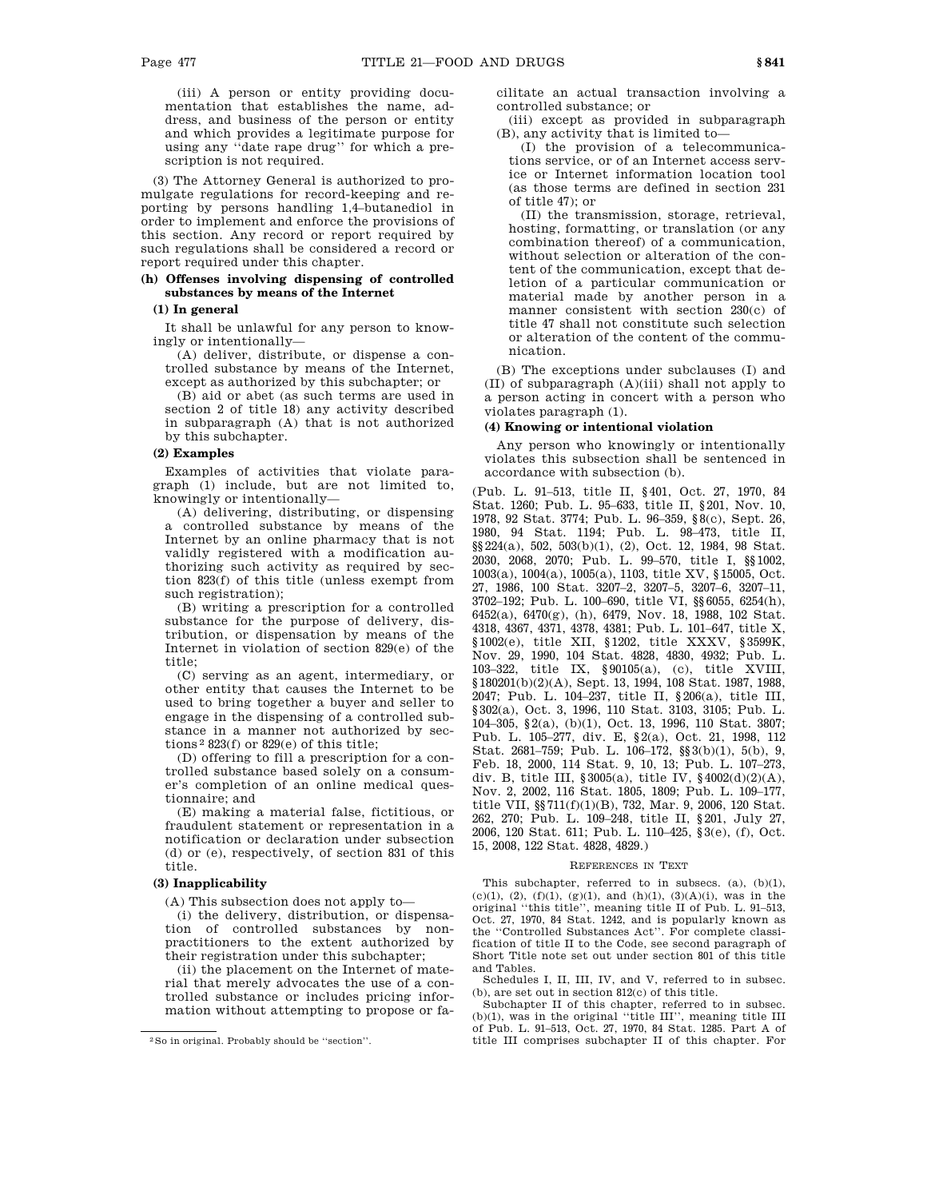(iii) A person or entity providing documentation that establishes the name, address, and business of the person or entity and which provides a legitimate purpose for using any "date rape drug" for which a prescription is not required.

(3) The Attorney General is authorized to promulgate regulations for record-keeping and reporting by persons handling 1,4–butanediol in order to implement and enforce the provisions of this section. Any record or report required by such regulations shall be considered a record or report required under this chapter.

**(h) Offenses involving dispensing of controlled substances by means of the Internet**

**(1) In general**

It shall be unlawful for any person to knowingly or intentionally—

(A) deliver, distribute, or dispense a controlled substance by means of the Internet, except as authorized by this subchapter; or

(B) aid or abet (as such terms are used in section 2 of title 18) any activity described in subparagraph (A) that is not authorized by this subchapter.

**(2) Examples**

Examples of activities that violate paragraph (1) include, but are not limited to, knowingly or intentionally—

(A) delivering, distributing, or dispensing a controlled substance by means of the Internet by an online pharmacy that is not validly registered with a modification authorizing such activity as required by section 823(f) of this title (unless exempt from such registration);

(B) writing a prescription for a controlled substance for the purpose of delivery, distribution, or dispensation by means of the Internet in violation of section 829(e) of the title;

(C) serving as an agent, intermediary, or other entity that causes the Internet to be used to bring together a buyer and seller to engage in the dispensing of a controlled substance in a manner not authorized by sections[2] 823(f) or 829(e) of this title;

(D) offering to fill a prescription for a controlled substance based solely on a consumer's completion of an online medical questionnaire; and

(E) making a material false, fictitious, or fraudulent statement or representation in a notification or declaration under subsection (d) or (e), respectively, of section 831 of this title.

**(3) Inapplicability**

(A) This subsection does not apply to—

(i) the delivery, distribution, or dispensation of controlled substances by nonpractitioners to the extent authorized by their registration under this subchapter;

(ii) the placement on the Internet of material that merely advocates the use of a controlled substance or includes pricing information without attempting to propose or facilitate an actual transaction involving a controlled substance; or

(iii) except as provided in subparagraph (B), any activity that is limited to—

(I) the provision of a telecommunications service, or of an Internet access service or Internet information location tool (as those terms are defined in section 231 of title 47); or

(II) the transmission, storage, retrieval, hosting, formatting, or translation (or any combination thereof) of a communication, without selection or alteration of the content of the communication, except that deletion of a particular communication or material made by another person in a manner consistent with section 230(c) of title 47 shall not constitute such selection or alteration of the content of the communication.

(B) The exceptions under subclauses (I) and (II) of subparagraph (A)(iii) shall not apply to a person acting in concert with a person who violates paragraph (1).

**(4) Knowing or intentional violation**

Any person who knowingly or intentionally violates this subsection shall be sentenced in accordance with subsection (b).

(Pub. L. 91–513, title II, §401, Oct. 27, 1970, 84 Stat. 1260; Pub. L. 95–633, title II, §201, Nov. 10, 1978, 92 Stat. 3774; Pub. L. 96–359, §8(c), Sept. 26, 1980, 94 Stat. 1194; Pub. L. 98–473, title II, §§224(a), 502, 503(b)(1), (2), Oct. 12, 1984, 98 Stat. 2030, 2068, 2070; Pub. L. 99–570, title I, §§1002, 1003(a), 1004(a), 1005(a), 1103, title XV, §15005, Oct. 27, 1986, 100 Stat. 3207–2, 3207–5, 3207–6, 3207–11, 3702–192; Pub. L. 100–690, title VI, §§6055, 6254(h), 6452(a), 6470(g), (h), 6479, Nov. 18, 1988, 102 Stat. 4318, 4367, 4371, 4378, 4381; Pub. L. 101–647, title X, §1002(e), title XII, §1202, title XXXV, §3599K, Nov. 29, 1990, 104 Stat. 4828, 4830, 4932; Pub. L. 103–322, title IX, §90105(a), (c), title XVIII, §180201(b)(2)(A), Sept. 13, 1994, 108 Stat. 1987, 1988, 2047; Pub. L. 104–237, title II, §206(a), title III, §302(a), Oct. 3, 1996, 110 Stat. 3103, 3105; Pub. L. 104–305, §2(a), (b)(1), Oct. 13, 1996, 110 Stat. 3807; Pub. L. 105–277, div. E, §2(a), Oct. 21, 1998, 112 Stat. 2681–759; Pub. L. 106–172, §§3(b)(1), 5(b), 9, Feb. 18, 2000, 114 Stat. 9, 10, 13; Pub. L. 107–273, div. B, title III, §3005(a), title IV, §4002(d)(2)(A), Nov. 2, 2002, 116 Stat. 1805, 1809; Pub. L. 109–177, title VII, §§711(f)(1)(B), 732, Mar. 9, 2006, 120 Stat. 262, 270; Pub. L. 109–248, title II, §201, July 27, 2006, 120 Stat. 611; Pub. L. 110–425, §3(e), (f), Oct. 15, 2008, 122 Stat. 4828, 4829.)

REFERENCES IN TEXT

This subchapter, referred to in subsecs. (a), (b)(1), (c)(1), (2), (f)(1), (g)(1), and (h)(1), (3)(A)(i), was in the original "this title", meaning title II of Pub. L. 91–513, Oct. 27, 1970, 84 Stat. 1242, and is popularly known as the "Controlled Substances Act". For complete classification of title II to the Code, see second paragraph of Short Title note set out under section 801 of this title and Tables.

Schedules I, II, III, IV, and V, referred to in subsec. (b), are set out in section 812(c) of this title.

Subchapter II of this chapter, referred to in subsec. (b)(1), was in the original "title III", meaning title III of Pub. L. 91–513, Oct. 27, 1970, 84 Stat. 1285. Part A of title III comprises subchapter II of this chapter. For

[2] So in original. Probably should be "section".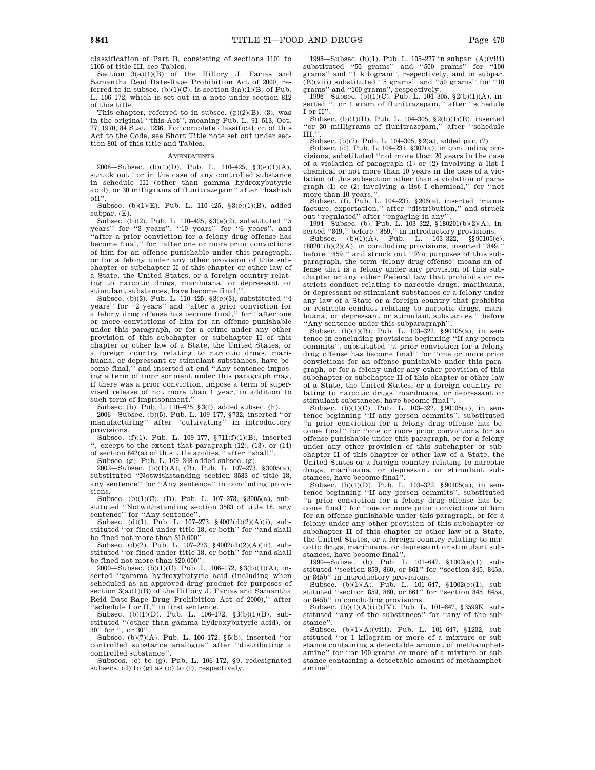classification of Part B, consisting of sections 1101 to 1105 of title III, see Tables.

Section 3(a)(1)(B) of the Hillory J. Farias and Samantha Reid Date-Rape Prohibition Act of 2000, referred to in subsec. (b)(1)(C), is section 3(a)(1)(B) of Pub. L. 106–172, which is set out in a note under section 812 of this title.

This chapter, referred to in subsec. (g)(2)(B), (3), was in the original "this Act", meaning Pub. L. 91–513, Oct. 27, 1970, 84 Stat. 1236. For complete classification of this Act to the Code, see Short Title note set out under section 801 of this title and Tables.

## AMENDMENTS

2008—Subsec. (b)(1)(D). Pub. L. 110–425, §3(e)(1)(A), struck out "or in the case of any controlled substance in schedule III (other than gamma hydroxybutyric acid), or 30 milligrams of flunitrazepam" after "hashish oil".

Subsec. (b)(1)(E). Pub. L. 110–425, §3(e)(1)(B), added subpar. (E).

Subsec. (b)(2). Pub. L. 110–425, §3(e)(2), substituted "5 years" for "3 years", "10 years" for "6 years", and "after a prior conviction for a felony drug offense has become final," for "after one or more prior convictions of him for an offense punishable under this paragraph, or for a felony under any other provision of this subchapter or subchapter II of this chapter or other law of a State, the United States, or a foreign country relating to narcotic drugs, marihuana, or depressant or stimulant substances, have become final,".

Subsec. (b)(3). Pub. L. 110–425, §3(e)(3), substituted "4 years" for "2 years" and "after a prior conviction for a felony drug offense has become final," for "after one or more convictions of him for an offense punishable under this paragraph, or for a crime under any other provision of this subchapter or subchapter II of this chapter or other law of a State, the United States, or a foreign country relating to narcotic drugs, marihuana, or depressant or stimulant substances, have become final," and inserted at end "Any sentence imposing a term of imprisonment under this paragraph may, if there was a prior conviction, impose a term of supervised release of not more than 1 year, in addition to such term of imprisonment."

Subsec. (h). Pub. L. 110–425, §3(f), added subsec. (h).

2006—Subsec. (b)(5). Pub. L. 109–177, §732, inserted "or manufacturing" after "cultivating" in introductory provisions.

Subsec. (f)(1). Pub. L. 109–177, §711(f)(1)(B), inserted ", except to the extent that paragraph (12), (13), or (14) of section 842(a) of this title applies," after "shall".

Subsec. (g). Pub. L. 109–248 added subsec. (g).

2002—Subsec. (b)(1)(A), (B). Pub. L. 107–273, §3005(a), substituted "Notwithstanding section 3583 of title 18, any sentence" for "Any sentence" in concluding provisions.

Subsec. (b)(1)(C), (D). Pub. L. 107–273, §3005(a), substituted "Notwithstanding section 3583 of title 18, any sentence" for "Any sentence".

Subsec. (d)(1). Pub. L. 107–273, §4002(d)(2)(A)(i), substituted "or fined under title 18, or both" for "and shall be fined not more than $10,000".

Subsec. (d)(2). Pub. L. 107–273, §4002(d)(2)(A)(ii), substituted "or fined under title 18, or both" for "and shall be fined not more than $20,000".

2000—Subsec. (b)(1)(C). Pub. L. 106–172, §3(b)(1)(A), inserted "gamma hydroxybutyric acid (including when scheduled as an approved drug product for purposes of section 3(a)(1)(B) of the Hillory J. Farias and Samantha Reid Date-Rape Drug Prohibition Act of 2000)," after "schedule I or II," in first sentence.

Subsec. (b)(1)(D). Pub. L. 106–172, §3(b)(1)(B), substituted "(other than gamma hydroxybutyric acid), or 30" for ", or 30".

Subsec. (b)(7)(A). Pub. L. 106–172, §5(b), inserted "or controlled substance analogue" after "distributing a controlled substance".

Subsecs. (c) to (g). Pub. L. 106–172, §9, redesignated subsecs. (d) to (g) as (c) to (f), respectively.

1998—Subsec. (b)(1). Pub. L. 105–277 in subpar. (A)(viii) substituted "50 grams" and "500 grams" for "100 grams" and "1 kilogram", respectively, and in subpar. (B)(viii) substituted "5 grams" and "50 grams" for "10 grams" and "100 grams", respectively.

1996—Subsec. (b)(1)(C). Pub. L. 104–305, §2(b)(1)(A), inserted ", or 1 gram of flunitrazepam," after "schedule I or II".

Subsec. (b)(1)(D). Pub. L. 104–305, §2(b)(1)(B), inserted "or 30 milligrams of flunitrazepam," after "schedule III,".

Subsec. (b)(7). Pub. L. 104–305, §2(a), added par. (7).

Subsec. (d). Pub. L. 104–237, §302(a), in concluding provisions, substituted "not more than 20 years in the case of a violation of paragraph (1) or (2) involving a list I chemical or not more than 10 years in the case of a violation of this subsection other than a violation of paragraph (1) or (2) involving a list I chemical," for "not more than 10 years,".

Subsec. (f). Pub. L. 104–237, §206(a), inserted "manufacture, exportation," after "distribution," and struck out "regulated" after "engaging in any".

1994—Subsec. (b). Pub. L. 103–322, §180201(b)(2)(A), inserted "849," before "859," in introductory provisions.

Subsec. (b)(1)(A). Pub. L. 103–322, §§90105(c), 180201(b)(2)(A), in concluding provisions, inserted "849," before "859," and struck out "For purposes of this subparagraph, the term 'felony drug offense' means an offense that is a felony under any provision of this subchapter or any other Federal law that prohibits or restricts conduct relating to narcotic drugs, marihuana, or depressant or stimulant substances or a felony under any law of a State or a foreign country that prohibits or restricts conduct relating to narcotic drugs, marihuana, or depressant or stimulant substances." before "Any sentence under this subparagraph".

Subsec. (b)(1)(B). Pub. L. 103–322, §90105(a), in sentence in concluding provisions beginning "If any person commits", substituted "a prior conviction for a felony drug offense has become final" for "one or more prior convictions for an offense punishable under this paragraph, or for a felony under any other provision of this subchapter or subchapter II of this chapter or other law of a State, the United States, or a foreign country relating to narcotic drugs, marihuana, or depressant or stimulant substances, have become final".

Subsec. (b)(1)(C). Pub. L. 103–322, §90105(a), in sentence beginning "If any person commits", substituted "a prior conviction for a felony drug offense has become final" for "one or more prior convictions for an offense punishable under this paragraph, or for a felony under any other provision of this subchapter or subchapter II of this chapter or other law of a State, the United States or a foreign country relating to narcotic drugs, marihuana, or depressant or stimulant substances, have become final".

Subsec. (b)(1)(D). Pub. L. 103–322, §90105(a), in sentence beginning "If any person commits", substituted "a prior conviction for a felony drug offense has become final" for "one or more prior convictions of him for an offense punishable under this paragraph, or for a felony under any other provision of this subchapter or subchapter II of this chapter or other law of a State, the United States, or a foreign country relating to narcotic drugs, marihuana, or depressant or stimulant substances, have become final".

1990—Subsec. (b). Pub. L. 101–647, §1002(e)(1), substituted "section 859, 860, or 861" for "section 845, 845a, or 845b" in introductory provisions.

Subsec. (b)(1)(A). Pub. L. 101–647, §1002(e)(1), substituted "section 859, 860, or 861" for "section 845, 845a, or 845b" in concluding provisions.

Subsec. (b)(1)(A)(ii)(IV). Pub. L. 101–647, §3599K, substituted "any of the substances" for "any of the substance".

Subsec. (b)(1)(A)(viii). Pub. L. 101–647, §1202, substituted "or 1 kilogram or more of a mixture or substance containing a detectable amount of methamphetamine" for "or 100 grams or more of a mixture or substance containing a detectable amount of methamphetamine".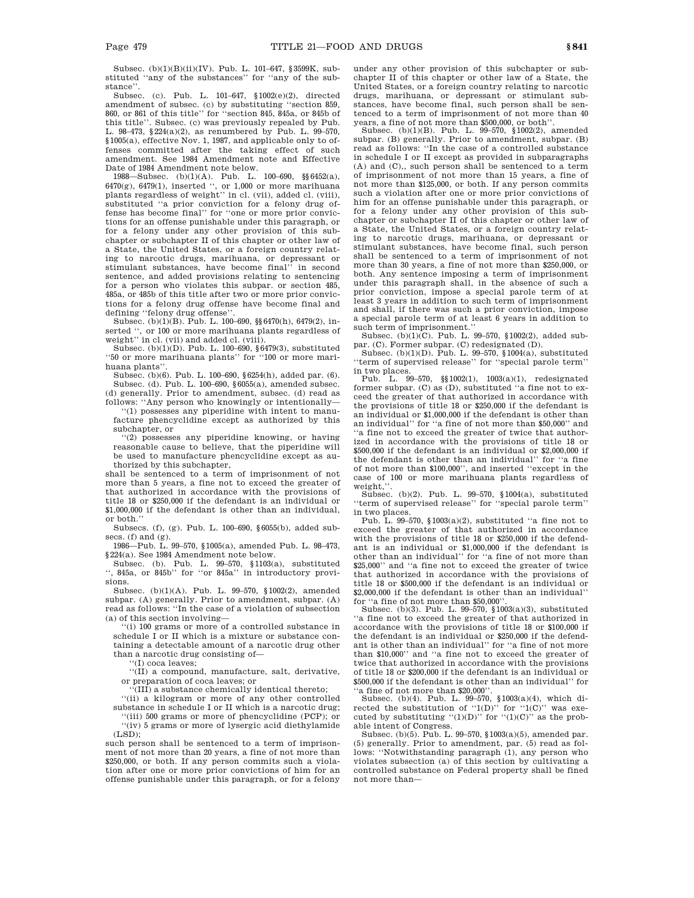Subsec. (b)(1)(B)(ii)(IV). Pub. L. 101–647, §3599K, substituted ''any of the substances'' for ''any of the substance''.

Subsec. (c). Pub. L. 101–647, §1002(e)(2), directed amendment of subsec. (c) by substituting ''section 859, 860, or 861 of this title'' for ''section 845, 845a, or 845b of this title''. Subsec. (c) was previously repealed by Pub. L. 98–473, §224(a)(2), as renumbered by Pub. L. 99–570, §1005(a), effective Nov. 1, 1987, and applicable only to offenses committed after the taking effect of such amendment. See 1984 Amendment note and Effective Date of 1984 Amendment note below.

1988—Subsec. (b)(1)(A). Pub. L. 100–690, §§6452(a), 6470(g), 6479(1), inserted '', or 1,000 or more marihuana plants regardless of weight'' in cl. (vii), added cl. (viii), substituted ''a prior conviction for a felony drug offense has become final'' for ''one or more prior convictions for an offense punishable under this paragraph, or for a felony under any other provision of this subchapter or subchapter II of this chapter or other law of a State, the United States, or a foreign country relating to narcotic drugs, marihuana, or depressant or stimulant substances, have become final'' in second sentence, and added provisions relating to sentencing for a person who violates this subpar. or section 485, 485a, or 485b of this title after two or more prior convictions for a felony drug offense have become final and defining ''felony drug offense''.

Subsec. (b)(1)(B). Pub. L. 100–690, §§6470(h), 6479(2), inserted '', or 100 or more marihuana plants regardless of weight'' in cl. (vii) and added cl. (viii).

Subsec. (b)(1)(D). Pub. L. 100–690, §6479(3), substituted ''50 or more marihuana plants'' for ''100 or more marihuana plants''.

Subsec. (b)(6). Pub. L. 100–690, §6254(h), added par. (6).

Subsec. (d). Pub. L. 100–690, §6055(a), amended subsec. (d) generally. Prior to amendment, subsec. (d) read as follows: ''Any person who knowingly or intentionally—

''(1) possesses any piperidine with intent to manufacture phencyclidine except as authorized by this subchapter, or

''(2) possesses any piperidine knowing, or having reasonable cause to believe, that the piperidine will be used to manufacture phencyclidine except as authorized by this subchapter,

shall be sentenced to a term of imprisonment of not more than 5 years, a fine not to exceed the greater of that authorized in accordance with the provisions of title 18 or $250,000 if the defendant is an individual or $1,000,000 if the defendant is other than an individual, or both.''

Subsecs. (f), (g). Pub. L. 100–690, §6055(b), added subsecs. (f) and (g).

1986—Pub. L. 99–570, §1005(a), amended Pub. L. 98–473, §224(a). See 1984 Amendment note below.

Subsec. (b). Pub. L. 99–570, §1103(a), substituted '', 845a, or 845b'' for ''or 845a'' in introductory provisions.

Subsec. (b)(1)(A). Pub. L. 99–570, §1002(2), amended subpar. (A) generally. Prior to amendment, subpar. (A) read as follows: ''In the case of a violation of subsection (a) of this section involving—

''(i) 100 grams or more of a controlled substance in schedule I or II which is a mixture or substance containing a detectable amount of a narcotic drug other than a narcotic drug consisting of—

''(I) coca leaves;

''(II) a compound, manufacture, salt, derivative, or preparation of coca leaves; or

''(III) a substance chemically identical thereto;

''(ii) a kilogram or more of any other controlled substance in schedule I or II which is a narcotic drug;

''(iii) 500 grams or more of phencyclidine (PCP); or

''(iv) 5 grams or more of lysergic acid diethylamide (LSD);

such person shall be sentenced to a term of imprisonment of not more than 20 years, a fine of not more than $250,000, or both. If any person commits such a violation after one or more prior convictions of him for an offense punishable under this paragraph, or for a felony under any other provision of this subchapter or subchapter II of this chapter or other law of a State, the United States, or a foreign country relating to narcotic drugs, marihuana, or depressant or stimulant substances, have become final, such person shall be sentenced to a term of imprisonment of not more than 40 years, a fine of not more than $500,000, or both''.

Subsec. (b)(1)(B). Pub. L. 99–570, §1002(2), amended subpar. (B) generally. Prior to amendment, subpar. (B) read as follows: ''In the case of a controlled substance in schedule I or II except as provided in subparagraphs (A) and (C),, such person shall be sentenced to a term of imprisonment of not more than 15 years, a fine of not more than $125,000, or both. If any person commits such a violation after one or more prior convictions of him for an offense punishable under this paragraph, or for a felony under any other provision of this subchapter or subchapter II of this chapter or other law of a State, the United States, or a foreign country relating to narcotic drugs, marihuana, or depressant or stimulant substances, have become final, such person shall be sentenced to a term of imprisonment of not more than 30 years, a fine of not more than $250,000, or both. Any sentence imposing a term of imprisonment under this paragraph shall, in the absence of such a prior conviction, impose a special parole term of at least 3 years in addition to such term of imprisonment and shall, if there was such a prior conviction, impose a special parole term of at least 6 years in addition to such term of imprisonment.''

Subsec. (b)(1)(C). Pub. L. 99–570, §1002(2), added subpar. (C). Former subpar. (C) redesignated (D).

Subsec. (b)(1)(D). Pub. L. 99–570, §1004(a), substituted ''term of supervised release'' for ''special parole term'' in two places.

Pub. L. 99–570, §§1002(1), 1003(a)(1), redesignated former subpar. (C) as (D), substituted ''a fine not to exceed the greater of that authorized in accordance with the provisions of title 18 or $250,000 if the defendant is an individual or $1,000,000 if the defendant is other than an individual'' for ''a fine of not more than $50,000'' and ''a fine not to exceed the greater of twice that authorized in accordance with the provisions of title 18 or $500,000 if the defendant is an individual or $2,000,000 if the defendant is other than an individual'' for ''a fine of not more than $100,000'', and inserted ''except in the case of 100 or more marihuana plants regardless of weight,''.

Subsec. (b)(2). Pub. L. 99–570, §1004(a), substituted ''term of supervised release'' for ''special parole term'' in two places.

Pub. L. 99–570, §1003(a)(2), substituted ''a fine not to exceed the greater of that authorized in accordance with the provisions of title 18 or $250,000 if the defendant is an individual or $1,000,000 if the defendant is other than an individual'' for ''a fine of not more than $25,000'' and ''a fine not to exceed the greater of twice that authorized in accordance with the provisions of title 18 or $500,000 if the defendant is an individual or $2,000,000 if the defendant is other than an individual'' for ''a fine of not more than $50,000''.

Subsec. (b)(3). Pub. L. 99–570, §1003(a)(3), substituted ''a fine not to exceed the greater of that authorized in accordance with the provisions of title 18 or $100,000 if the defendant is an individual or $250,000 if the defendant is other than an individual'' for ''a fine of not more than $10,000'' and ''a fine not to exceed the greater of twice that authorized in accordance with the provisions of title 18 or $200,000 if the defendant is an individual or $500,000 if the defendant is other than an individual'' for ''a fine of not more than $20,000''.

Subsec. (b)(4). Pub. L. 99–570, §1003(a)(4), which directed the substitution of ''1(D)'' for ''1(C)'' was executed by substituting ''(1)(D)'' for ''(1)(C)'' as the probable intent of Congress.

Subsec. (b)(5). Pub. L. 99–570, §1003(a)(5), amended par. (5) generally. Prior to amendment, par. (5) read as follows: ''Notwithstanding paragraph (1), any person who violates subsection (a) of this section by cultivating a controlled substance on Federal property shall be fined not more than—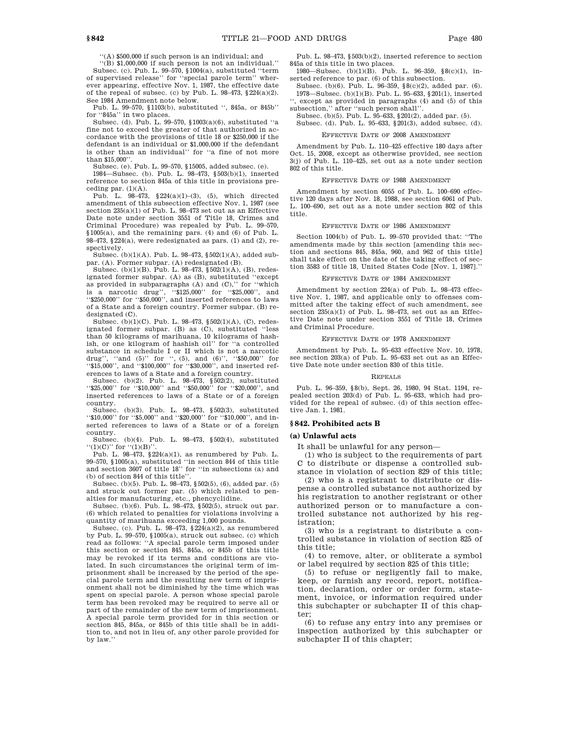"(A) $500,000 if such person is an individual; and

"(B) $1,000,000 if such person is not an individual."

Subsec. (c). Pub. L. 99–570, §1004(a), substituted "term of supervised release" for "special parole term" wherever appearing, effective Nov. 1, 1987, the effective date of the repeal of subsec. (c) by Pub. L. 98–473, §224(a)(2). See 1984 Amendment note below.

Pub. L. 99–570, §1103(b), substituted ", 845a, or 845b" for "845a" in two places.

Subsec. (d). Pub. L. 99–570, §1003(a)(6), substituted "a fine not to exceed the greater of that authorized in accordance with the provisions of title 18 or $250,000 if the defendant is an individual or $1,000,000 if the defendant is other than an individual" for "a fine of not more than $15,000".

Subsec. (e). Pub. L. 99–570, §15005, added subsec. (e).

1984—Subsec. (b). Pub. L. 98–473, §503(b)(1), inserted reference to section 845a of this title in provisions preceding par. (1)(A).

Pub. L. 98–473, §224(a)(1)–(3), (5), which directed amendment of this subsection effective Nov. 1, 1987 (see section 235(a)(1) of Pub. L. 98–473 set out as an Effective Date note under section 3551 of Title 18, Crimes and Criminal Procedure) was repealed by Pub. L. 99–570, §1005(a), and the remaining pars. (4) and (6) of Pub. L. 98–473, §224(a), were redesignated as pars. (1) and (2), respectively.

Subsec. (b)(1)(A). Pub. L. 98–473, §502(1)(A), added subpar. (A). Former subpar. (A) redesignated (B).

Subsec. (b)(1)(B). Pub. L. 98–473, §502(1)(A), (B), redesignated former subpar. (A) as (B), substituted "except as provided in subparagraphs (A) and (C)," for "which is a narcotic drug", "$125,000" for "$25,000", and "$250,000" for "$50,000", and inserted references to laws of a State and a foreign country. Former subpar. (B) redesignated (C).

Subsec. (b)(1)(C). Pub. L. 98–473, §502(1)(A), (C), redesignated former subpar. (B) as (C), substituted "less than 50 kilograms of marihuana, 10 kilograms of hashish, or one kilogram of hashish oil" for "a controlled substance in schedule I or II which is not a narcotic drug", "and (5)" for ", (5), and (6)", "$50,000" for "$15,000", and "$100,000" for "$30,000", and inserted references to laws of a State and a foreign country.

Subsec. (b)(2). Pub. L. 98–473, §502(2), substituted "$25,000" for "$10,000" and "$50,000" for "$20,000", and inserted references to laws of a State or of a foreign country.

Subsec. (b)(3). Pub. L. 98–473, §502(3), substituted "$10,000" for "$5,000" and "$20,000" for "$10,000", and inserted references to laws of a State or of a foreign country.

Subsec. (b)(4). Pub. L. 98–473, §502(4), substituted "(1)(C)" for "(1)(B)".

Pub. L. 98–473, §224(a)(1), as renumbered by Pub. L. 99–570, §1005(a), substituted "in section 844 of this title and section 3607 of title 18" for "in subsections (a) and (b) of section 844 of this title".

Subsec. (b)(5). Pub. L. 98–473, §502(5), (6), added par. (5) and struck out former par. (5) which related to penalties for manufacturing, etc., phencyclidine.

Subsec. (b)(6). Pub. L. 98–473, §502(5), struck out par. (6) which related to penalties for violations involving a quantity of marihuana exceeding 1,000 pounds.

Subsec. (c). Pub. L. 98–473, §224(a)(2), as renumbered by Pub. L. 99–570, §1005(a), struck out subsec. (c) which read as follows: "A special parole term imposed under this section or section 845, 845a, or 845b of this title may be revoked if its terms and conditions are violated. In such circumstances the original term of imprisonment shall be increased by the period of the special parole term and the resulting new term of imprisonment shall not be diminished by the time which was spent on special parole. A person whose special parole term has been revoked may be required to serve all or part of the remainder of the new term of imprisonment. A special parole term provided for in this section or section 845, 845a, or 845b of this title shall be in addition to, and not in lieu of, any other parole provided for by law."

Pub. L. 98–473, §503(b)(2), inserted reference to section 845a of this title in two places.

1980—Subsec. (b)(1)(B). Pub. L. 96–359, §8(c)(1), inserted reference to par. (6) of this subsection.

Subsec. (b)(6). Pub. L. 96–359, §8(c)(2), added par. (6).

1978—Subsec. (b)(1)(B). Pub. L. 95–633, §201(1), inserted ", except as provided in paragraphs (4) and (5) of this subsection," after "such person shall".

Subsec. (b)(5). Pub. L. 95–633, §201(2), added par. (5).

Subsec. (d). Pub. L. 95–633, §201(3), added subsec. (d).

EFFECTIVE DATE OF 2008 AMENDMENT

Amendment by Pub. L. 110–425 effective 180 days after Oct. 15, 2008, except as otherwise provided, see section 3(j) of Pub. L. 110–425, set out as a note under section 802 of this title.

EFFECTIVE DATE OF 1988 AMENDMENT

Amendment by section 6055 of Pub. L. 100–690 effective 120 days after Nov. 18, 1988, see section 6061 of Pub. L. 100–690, set out as a note under section 802 of this title.

EFFECTIVE DATE OF 1986 AMENDMENT

Section 1004(b) of Pub. L. 99–570 provided that: "The amendments made by this section [amending this section and sections 845, 845a, 960, and 962 of this title] shall take effect on the date of the taking effect of section 3583 of title 18, United States Code [Nov. 1, 1987]."

EFFECTIVE DATE OF 1984 AMENDMENT

Amendment by section 224(a) of Pub. L. 98–473 effective Nov. 1, 1987, and applicable only to offenses committed after the taking effect of such amendment, see section 235(a)(1) of Pub. L. 98–473, set out as an Effective Date note under section 3551 of Title 18, Crimes and Criminal Procedure.

EFFECTIVE DATE OF 1978 AMENDMENT

Amendment by Pub. L. 95–633 effective Nov. 10, 1978, see section 203(a) of Pub. L. 95–633 set out as an Effective Date note under section 830 of this title.

REPEALS

Pub. L. 96–359, §8(b), Sept. 26, 1980, 94 Stat. 1194, repealed section 203(d) of Pub. L. 95–633, which had provided for the repeal of subsec. (d) of this section effective Jan. 1, 1981.

## §842. Prohibited acts B

### (a) Unlawful acts

It shall be unlawful for any person—

(1) who is subject to the requirements of part C to distribute or dispense a controlled substance in violation of section 829 of this title;

(2) who is a registrant to distribute or dispense a controlled substance not authorized by his registration to another registrant or other authorized person or to manufacture a controlled substance not authorized by his registration;

(3) who is a registrant to distribute a controlled substance in violation of section 825 of this title;

(4) to remove, alter, or obliterate a symbol or label required by section 825 of this title;

(5) to refuse or negligently fail to make, keep, or furnish any record, report, notification, declaration, order or order form, statement, invoice, or information required under this subchapter or subchapter II of this chapter;

(6) to refuse any entry into any premises or inspection authorized by this subchapter or subchapter II of this chapter;